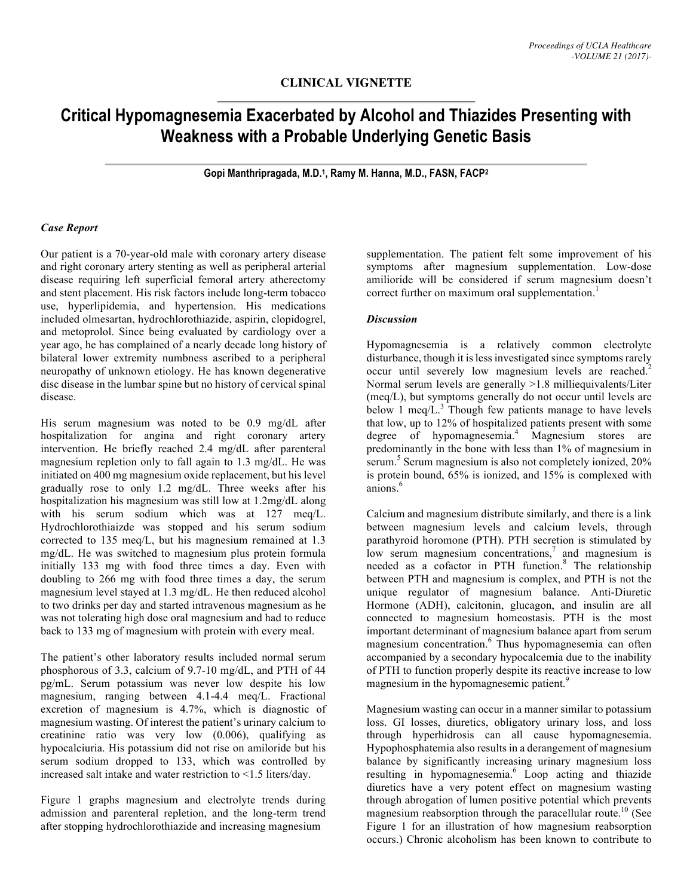## CLINICAL VIGNETTE

# Critical Hypomagnesemia Exacerbated by Alcohol and Thiazides Presenting with Weakness with a Probable Underlying Genetic Basis

**Gopi Manthripragada, M.D.[1], Ramy M. Hanna, M.D., FASN, FACP[2]**

### *Case Report*

Our patient is a 70-year-old male with coronary artery disease and right coronary artery stenting as well as peripheral arterial disease requiring left superficial femoral artery atherectomy and stent placement. His risk factors include long-term tobacco use, hyperlipidemia, and hypertension. His medications included olmesartan, hydrochlorothiazide, aspirin, clopidogrel, and metoprolol. Since being evaluated by cardiology over a year ago, he has complained of a nearly decade long history of bilateral lower extremity numbness ascribed to a peripheral neuropathy of unknown etiology. He has known degenerative disc disease in the lumbar spine but no history of cervical spinal disease.

His serum magnesium was noted to be 0.9 mg/dL after hospitalization for angina and right coronary artery intervention. He briefly reached 2.4 mg/dL after parenteral magnesium repletion only to fall again to 1.3 mg/dL. He was initiated on 400 mg magnesium oxide replacement, but his level gradually rose to only 1.2 mg/dL. Three weeks after his hospitalization his magnesium was still low at 1.2mg/dL along with his serum sodium which was at 127 meq/L. Hydrochlorothiaizde was stopped and his serum sodium corrected to 135 meq/L, but his magnesium remained at 1.3 mg/dL. He was switched to magnesium plus protein formula initially 133 mg with food three times a day. Even with doubling to 266 mg with food three times a day, the serum magnesium level stayed at 1.3 mg/dL. He then reduced alcohol to two drinks per day and started intravenous magnesium as he was not tolerating high dose oral magnesium and had to reduce back to 133 mg of magnesium with protein with every meal.

The patient's other laboratory results included normal serum phosphorous of 3.3, calcium of 9.7-10 mg/dL, and PTH of 44 pg/mL. Serum potassium was never low despite his low magnesium, ranging between 4.1-4.4 meq/L. Fractional excretion of magnesium is 4.7%, which is diagnostic of magnesium wasting. Of interest the patient's urinary calcium to creatinine ratio was very low (0.006), qualifying as hypocalciuria. His potassium did not rise on amiloride but his serum sodium dropped to 133, which was controlled by increased salt intake and water restriction to <1.5 liters/day.

Figure 1 graphs magnesium and electrolyte trends during admission and parenteral repletion, and the long-term trend after stopping hydrochlorothiazide and increasing magnesium supplementation. The patient felt some improvement of his symptoms after magnesium supplementation. Low-dose amilioride will be considered if serum magnesium doesn't correct further on maximum oral supplementation.[1]

### *Discussion*

Hypomagnesemia is a relatively common electrolyte disturbance, though it is less investigated since symptoms rarely occur until severely low magnesium levels are reached.[2] Normal serum levels are generally >1.8 milliequivalents/Liter (meq/L), but symptoms generally do not occur until levels are below 1 meq/L.[3] Though few patients manage to have levels that low, up to 12% of hospitalized patients present with some degree of hypomagnesemia.[4] Magnesium stores are predominantly in the bone with less than 1% of magnesium in serum.[5] Serum magnesium is also not completely ionized, 20% is protein bound, 65% is ionized, and 15% is complexed with anions.[6]

Calcium and magnesium distribute similarly, and there is a link between magnesium levels and calcium levels, through parathyroid horomone (PTH). PTH secretion is stimulated by low serum magnesium concentrations,[7] and magnesium is needed as a cofactor in PTH function.[8] The relationship between PTH and magnesium is complex, and PTH is not the unique regulator of magnesium balance. Anti-Diuretic Hormone (ADH), calcitonin, glucagon, and insulin are all connected to magnesium homeostasis. PTH is the most important determinant of magnesium balance apart from serum magnesium concentration.[6] Thus hypomagnesemia can often accompanied by a secondary hypocalcemia due to the inability of PTH to function properly despite its reactive increase to low magnesium in the hypomagnesemic patient.[9]

Magnesium wasting can occur in a manner similar to potassium loss. GI losses, diuretics, obligatory urinary loss, and loss through hyperhidrosis can all cause hypomagnesemia. Hypophosphatemia also results in a derangement of magnesium balance by significantly increasing urinary magnesium loss resulting in hypomagnesemia.[6] Loop acting and thiazide diuretics have a very potent effect on magnesium wasting through abrogation of lumen positive potential which prevents magnesium reabsorption through the paracellular route.[10] (See Figure 1 for an illustration of how magnesium reabsorption occurs.) Chronic alcoholism has been known to contribute to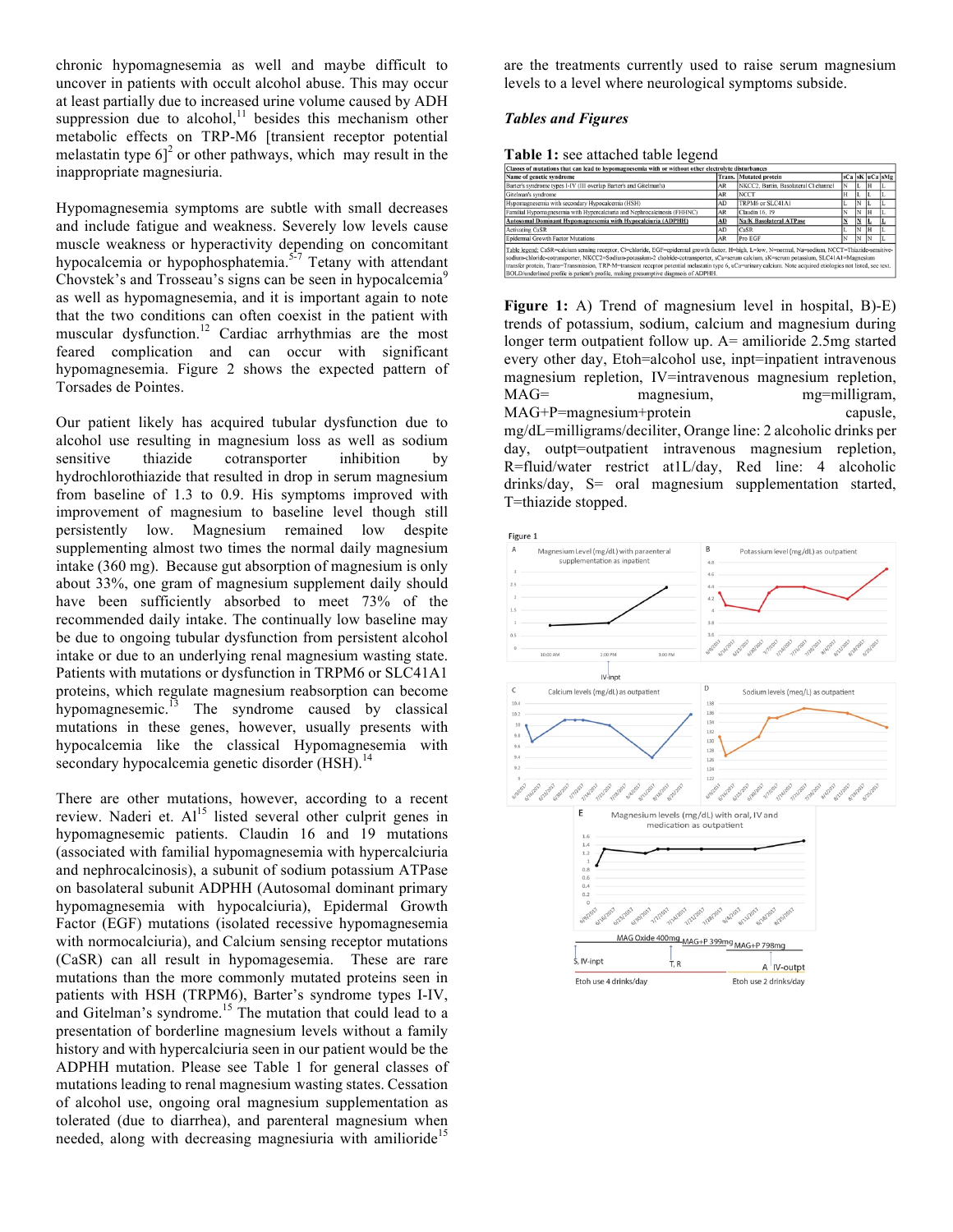chronic hypomagnesemia as well and maybe difficult to uncover in patients with occult alcohol abuse. This may occur at least partially due to increased urine volume caused by ADH suppression due to alcohol,[11] besides this mechanism other metabolic effects on TRP-M6 [transient receptor potential melastatin type 6][2] or other pathways, which may result in the inappropriate magnesiuria.

Hypomagnesemia symptoms are subtle with small decreases and include fatigue and weakness. Severely low levels cause muscle weakness or hyperactivity depending on concomitant hypocalcemia or hypophosphatemia.[5-7] Tetany with attendant Chovstek's and Trosseau's signs can be seen in hypocalcemia[9] as well as hypomagnesemia, and it is important again to note that the two conditions can often coexist in the patient with muscular dysfunction.[12] Cardiac arrhythmias are the most feared complication and can occur with significant hypomagnesemia. Figure 2 shows the expected pattern of Torsades de Pointes.

Our patient likely has acquired tubular dysfunction due to alcohol use resulting in magnesium loss as well as sodium sensitive thiazide cotransporter inhibition by hydrochlorothiazide that resulted in drop in serum magnesium from baseline of 1.3 to 0.9. His symptoms improved with improvement of magnesium to baseline level though still persistently low. Magnesium remained low despite supplementing almost two times the normal daily magnesium intake (360 mg). Because gut absorption of magnesium is only about 33%, one gram of magnesium supplement daily should have been sufficiently absorbed to meet 73% of the recommended daily intake. The continually low baseline may be due to ongoing tubular dysfunction from persistent alcohol intake or due to an underlying renal magnesium wasting state. Patients with mutations or dysfunction in TRPM6 or SLC41A1 proteins, which regulate magnesium reabsorption can become hypomagnesemic.[13] The syndrome caused by classical mutations in these genes, however, usually presents with hypocalcemia like the classical Hypomagnesemia with secondary hypocalcemia genetic disorder (HSH).[14]

There are other mutations, however, according to a recent review. Naderi et. Al[15] listed several other culprit genes in hypomagnesemic patients. Claudin 16 and 19 mutations (associated with familial hypomagnesemia with hypercalciuria and nephrocalcinosis), a subunit of sodium potassium ATPase on basolateral subunit ADPHH (Autosomal dominant primary hypomagnesemia with hypocalciuria), Epidermal Growth Factor (EGF) mutations (isolated recessive hypomagnesemia with normocalciuria), and Calcium sensing receptor mutations (CaSR) can all result in hypomagesemia. These are rare mutations than the more commonly mutated proteins seen in patients with HSH (TRPM6), Barter's syndrome types I-IV, and Gitelman's syndrome.[15] The mutation that could lead to a presentation of borderline magnesium levels without a family history and with hypercalciuria seen in our patient would be the ADPHH mutation. Please see Table 1 for general classes of mutations leading to renal magnesium wasting states. Cessation of alcohol use, ongoing oral magnesium supplementation as tolerated (due to diarrhea), and parenteral magnesium when needed, along with decreasing magnesiuria with amilioride[15] are the treatments currently used to raise serum magnesium levels to a level where neurological symptoms subside.

### *Tables and Figures*

**Table 1:** see attached table legend

| Classes of mutations that can lead to hypomagnesemia with or without other electrolyte disturbances | | | | | | |
|---|---|---|---|---|---|---|
| **Name of genetic syndrome** | **Trans.** | **Mutated protein** | **sCa** | **sK** | **uCa** | **sMg** |
| Barter's syndrome types I-IV (III overlap Barter's and Gitelman's) | AR | NKCC2, Bartin, Basolateral Cl channel | N | L | H | L |
| Gitelman's syndrome | AR | NCCT | H | L | L | L |
| Hypomagnesemia with secondary Hypocalcemia (HSH) | AD | TRPM6 or SLC41A1 | L | N | L | L |
| Familial Hypomagnesemia with Hypercalciuria and Nephrocalcinosis (FHHNC) | AR | Claudin 16, 19 | N | N | H | L |
| **Autosomal Dominant Hypomagnesemia with Hypocalciuria (ADPHH)** | **AD** | **Na/K Basolateral ATPase** | **N** | **N** | **L** | **L** |
| Activating CaSR | AD | CaSR | L | N | H | L |
| Epidermal Growth Factor Mutations | AR | Pro EGF | N | N | N | L |

Table legend: CaSR=calcium sensing receptor, Cl=chloride, EGF=epidermal growth factor, H=high, L=low, N=normal, Na=sodium, NCCT=Thiazide-sensitive-sodium-chloride-cotransporter, NKCC2=Sodium-potassium-2 chloride-cotransporter, sCa=serum calcium, sK=serum potassium, SLC41A1=Magnesium transfer protein, Trans=Transmission, TRP-M=transient receptor potential melastatin type 6, uCa=urinary calcium. Note acquired etiologies not listed, see text. BOLD/underlined profile is patient's profile, making presumptive diagnosis of ADPHH.

**Figure 1:** A) Trend of magnesium level in hospital, B)-E) trends of potassium, sodium, calcium and magnesium during longer term outpatient follow up. A= amilioride 2.5mg started every other day, Etoh=alcohol use, inpt=inpatient intravenous magnesium repletion, IV=intravenous magnesium repletion, MAG= magnesium, mg=milligram, MAG+P=magnesium+protein capsule, mg/dL=milligrams/deciliter, Orange line: 2 alcoholic drinks per day, outpt=outpatient intravenous magnesium repletion, R=fluid/water restrict at1L/day, Red line: 4 alcoholic drinks/day, S= oral magnesium supplementation started, T=thiazide stopped.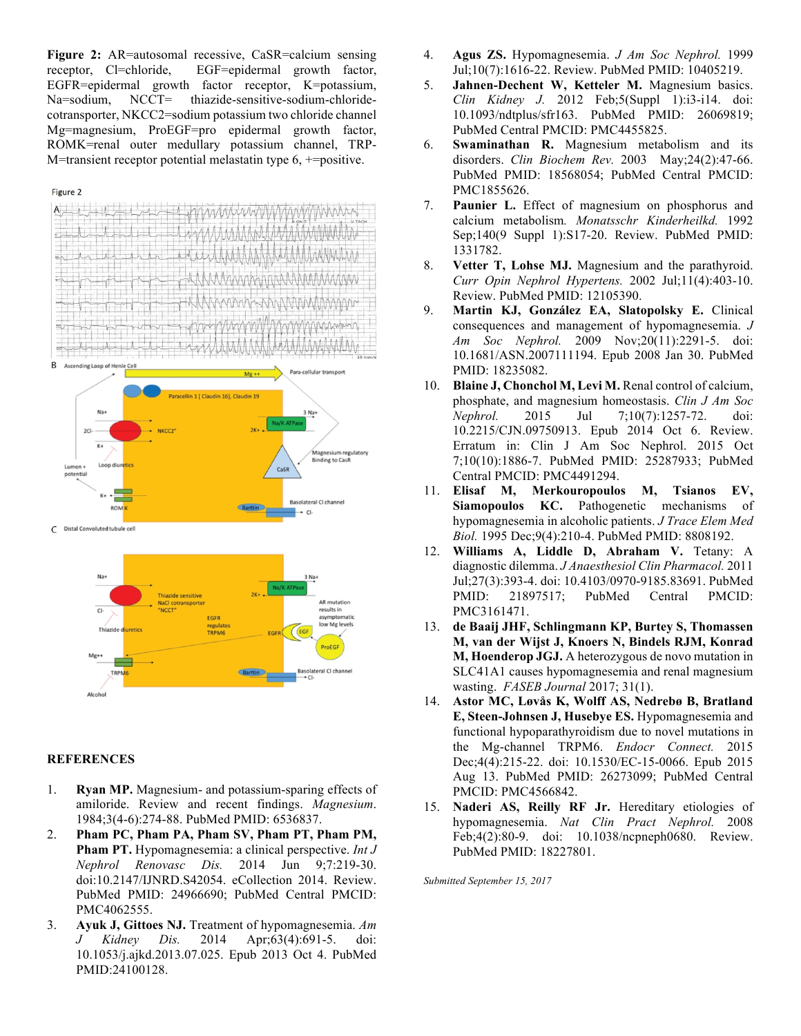**Figure 2:** AR=autosomal recessive, CaSR=calcium sensing receptor, Cl=chloride, EGF=epidermal growth factor, EGFR=epidermal growth factor receptor, K=potassium, Na=sodium, NCCT= thiazide-sensitive-sodium-chloride-cotransporter, NKCC2=sodium potassium two chloride channel Mg=magnesium, ProEGF=pro epidermal growth factor, ROMK=renal outer medullary potassium channel, TRP-M=transient receptor potential melastatin type 6, +=positive.

Figure 2

A

B Ascending Loop of Henle Cell

Mg ++

Para-cellular transport

Paracellin 1 [ Claudin 16], Claudin 19

Na+

3 Na+

Na/K ATPase

2Cl-

NKCC2"

2K+

K+

Magnesium regulatory Binding to CaSR

Lumen + potential

Loop diuretics

CaSR

K+

ROMK

Barttin

Basolateral Cl channel

Cl-

C Distal Convoluted tubule cell

Na+

3 Na+

Na/K ATPase

Thiazide sensitive NaCl cotransporter "NCCT"

2K+

Cl-

AR mutation results in asymptomatic low Mg levels

EGFR regulates TRPM6

EGFR

EGF

Thiazide diuretics

ProEGF

Mg++

TRPM6

Barttin

Basolateral Cl channel

Cl-

Alcohol

## REFERENCES

1. **Ryan MP.** Magnesium- and potassium-sparing effects of amiloride. Review and recent findings. *Magnesium*. 1984;3(4-6):274-88. PubMed PMID: 6536837.
2. **Pham PC, Pham PA, Pham SV, Pham PT, Pham PM, Pham PT.** Hypomagnesemia: a clinical perspective. *Int J Nephrol Renovasc Dis.* 2014 Jun 9;7:219-30. doi:10.2147/IJNRD.S42054. eCollection 2014. Review. PubMed PMID: 24966690; PubMed Central PMCID: PMC4062555.
3. **Ayuk J, Gittoes NJ.** Treatment of hypomagnesemia. *Am J Kidney Dis.* 2014 Apr;63(4):691-5. doi: 10.1053/j.ajkd.2013.07.025. Epub 2013 Oct 4. PubMed PMID:24100128.
4. **Agus ZS.** Hypomagnesemia. *J Am Soc Nephrol.* 1999 Jul;10(7):1616-22. Review. PubMed PMID: 10405219.
5. **Jahnen-Dechent W, Ketteler M.** Magnesium basics. *Clin Kidney J.* 2012 Feb;5(Suppl 1):i3-i14. doi: 10.1093/ndtplus/sfr163. PubMed PMID: 26069819; PubMed Central PMCID: PMC4455825.
6. **Swaminathan R.** Magnesium metabolism and its disorders. *Clin Biochem Rev.* 2003 May;24(2):47-66. PubMed PMID: 18568054; PubMed Central PMCID: PMC1855626.
7. **Paunier L.** Effect of magnesium on phosphorus and calcium metabolism*. Monatsschr Kinderheilkd.* 1992 Sep;140(9 Suppl 1):S17-20. Review. PubMed PMID: 1331782.
8. **Vetter T, Lohse MJ.** Magnesium and the parathyroid. *Curr Opin Nephrol Hypertens.* 2002 Jul;11(4):403-10. Review. PubMed PMID: 12105390.
9. **Martin KJ, González EA, Slatopolsky E.** Clinical consequences and management of hypomagnesemia. *J Am Soc Nephrol.* 2009 Nov;20(11):2291-5. doi: 10.1681/ASN.2007111194. Epub 2008 Jan 30. PubMed PMID: 18235082.
10. **Blaine J, Chonchol M, Levi M.** Renal control of calcium, phosphate, and magnesium homeostasis. *Clin J Am Soc Nephrol.* 2015 Jul 7;10(7):1257-72. doi: 10.2215/CJN.09750913. Epub 2014 Oct 6. Review. Erratum in: Clin J Am Soc Nephrol. 2015 Oct 7;10(10):1886-7. PubMed PMID: 25287933; PubMed Central PMCID: PMC4491294.
11. **Elisaf M, Merkouropoulos M, Tsianos EV, Siamopoulos KC.** Pathogenetic mechanisms of hypomagnesemia in alcoholic patients. *J Trace Elem Med Biol.* 1995 Dec;9(4):210-4. PubMed PMID: 8808192.
12. **Williams A, Liddle D, Abraham V.** Tetany: A diagnostic dilemma. *J Anaesthesiol Clin Pharmacol.* 2011 Jul;27(3):393-4. doi: 10.4103/0970-9185.83691. PubMed PMID: 21897517; PubMed Central PMCID: PMC3161471.
13. **de Baaij JHF, Schlingmann KP, Burtey S, Thomassen M, van der Wijst J, Knoers N, Bindels RJM, Konrad M, Hoenderop JGJ.** A heterozygous de novo mutation in SLC41A1 causes hypomagnesemia and renal magnesium wasting. *FASEB Journal* 2017; 31(1).
14. **Astor MC, Løvås K, Wolff AS, Nedrebø B, Bratland E, Steen-Johnsen J, Husebye ES.** Hypomagnesemia and functional hypoparathyroidism due to novel mutations in the Mg-channel TRPM6. *Endocr Connect.* 2015 Dec;4(4):215-22. doi: 10.1530/EC-15-0066. Epub 2015 Aug 13. PubMed PMID: 26273099; PubMed Central PMCID: PMC4566842.
15. **Naderi AS, Reilly RF Jr.** Hereditary etiologies of hypomagnesemia. *Nat Clin Pract Nephrol.* 2008 Feb;4(2):80-9. doi: 10.1038/ncpneph0680. Review. PubMed PMID: 18227801.

*Submitted September 15, 2017*